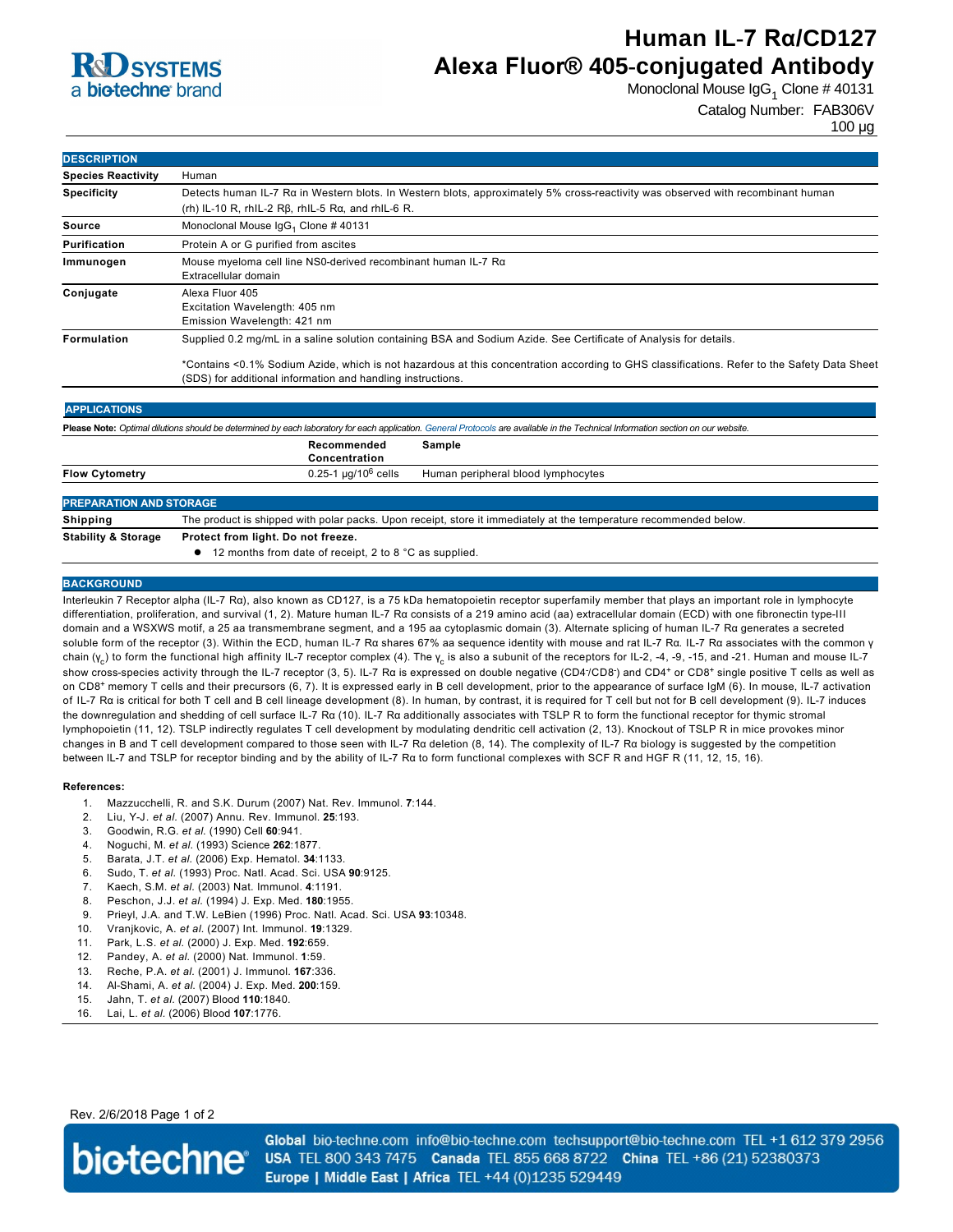R&D SYSTEMS
a bio-techne brand

# Human IL-7 Rα/CD127 Alexa Fluor® 405-conjugated Antibody

Monoclonal Mouse $IgG_1$ Clone # 40131

Catalog Number: FAB306V

100 µg

## DESCRIPTION

| | |
|---|---|
| **Species Reactivity** | Human |
| **Specificity** | Detects human IL-7 Rα in Western blots. In Western blots, approximately 5% cross-reactivity was observed with recombinant human (rh) IL-10 R, rhIL-2 Rβ, rhIL-5 Rα, and rhIL-6 R. |
| **Source** | Monoclonal Mouse $IgG_1$ Clone # 40131 |
| **Purification** | Protein A or G purified from ascites |
| **Immunogen** | Mouse myeloma cell line NS0-derived recombinant human IL-7 Rα<br>Extracellular domain |
| **Conjugate** | Alexa Fluor 405<br>Excitation Wavelength: 405 nm<br>Emission Wavelength: 421 nm |
| **Formulation** | Supplied 0.2 mg/mL in a saline solution containing BSA and Sodium Azide. See Certificate of Analysis for details.<br><br>*Contains <0.1% Sodium Azide, which is not hazardous at this concentration according to GHS classifications. Refer to the Safety Data Sheet (SDS) for additional information and handling instructions. |

## APPLICATIONS

**Please Note:** *Optimal dilutions should be determined by each laboratory for each application.* General Protocols *are available in the Technical Information section on our website.*

| | Recommended Concentration | Sample |
|---|---|---|
| **Flow Cytometry** | 0.25-1 µg/$10^6$ cells | Human peripheral blood lymphocytes |

## PREPARATION AND STORAGE

| | |
|---|---|
| **Shipping** | The product is shipped with polar packs. Upon receipt, store it immediately at the temperature recommended below. |
| **Stability & Storage** | **Protect from light. Do not freeze.**<br>● 12 months from date of receipt, 2 to 8 °C as supplied. |

## BACKGROUND

Interleukin 7 Receptor alpha (IL-7 Rα), also known as CD127, is a 75 kDa hematopoietin receptor superfamily member that plays an important role in lymphocyte differentiation, proliferation, and survival (1, 2). Mature human IL-7 Rα consists of a 219 amino acid (aa) extracellular domain (ECD) with one fibronectin type-III domain and a WSXWS motif, a 25 aa transmembrane segment, and a 195 aa cytoplasmic domain (3). Alternate splicing of human IL-7 Rα generates a secreted soluble form of the receptor (3). Within the ECD, human IL-7 Rα shares 67% aa sequence identity with mouse and rat IL-7 Rα. IL-7 Rα associates with the common γ chain ($\gamma_c$) to form the functional high affinity IL-7 receptor complex (4). The $\gamma_c$ is also a subunit of the receptors for IL-2, -4, -9, -15, and -21. Human and mouse IL-7 show cross-species activity through the IL-7 receptor (3, 5). IL-7 Rα is expressed on double negative ($CD4^-$/$CD8^-$) and $CD4^+$ or $CD8^+$ single positive T cells as well as on $CD8^+$ memory T cells and their precursors (6, 7). It is expressed early in B cell development, prior to the appearance of surface IgM (6). In mouse, IL-7 activation of IL-7 Rα is critical for both T cell and B cell lineage development (8). In human, by contrast, it is required for T cell but not for B cell development (9). IL-7 induces the downregulation and shedding of cell surface IL-7 Rα (10). IL-7 Rα additionally associates with TSLP R to form the functional receptor for thymic stromal lymphopoietin (11, 12). TSLP indirectly regulates T cell development by modulating dendritic cell activation (2, 13). Knockout of TSLP R in mice provokes minor changes in B and T cell development compared to those seen with IL-7 Rα deletion (8, 14). The complexity of IL-7 Rα biology is suggested by the competition between IL-7 and TSLP for receptor binding and by the ability of IL-7 Rα to form functional complexes with SCF R and HGF R (11, 12, 15, 16).

**References:**

1. Mazzucchelli, R. and S.K. Durum (2007) Nat. Rev. Immunol. **7**:144.
2. Liu, Y-J. *et al.* (2007) Annu. Rev. Immunol. **25**:193.
3. Goodwin, R.G. *et al.* (1990) Cell **60**:941.
4. Noguchi, M. *et al.* (1993) Science **262**:1877.
5. Barata, J.T. *et al.* (2006) Exp. Hematol. **34**:1133.
6. Sudo, T. *et al.* (1993) Proc. Natl. Acad. Sci. USA **90**:9125.
7. Kaech, S.M. *et al.* (2003) Nat. Immunol. **4**:1191.
8. Peschon, J.J. *et al.* (1994) J. Exp. Med. **180**:1955.
9. Prieyl, J.A. and T.W. LeBien (1996) Proc. Natl. Acad. Sci. USA **93**:10348.
10. Vranjkovic, A. *et al.* (2007) Int. Immunol. **19**:1329.
11. Park, L.S. *et al.* (2000) J. Exp. Med. **192**:659.
12. Pandey, A. *et al.* (2000) Nat. Immunol. **1**:59.
13. Reche, P.A. *et al.* (2001) J. Immunol. **167**:336.
14. Al-Shami, A. *et al.* (2004) J. Exp. Med. **200**:159.
15. Jahn, T. *et al.* (2007) Blood **110**:1840.
16. Lai, L. *et al.* (2006) Blood **107**:1776.

Rev. 2/6/2018

bio-techne® **Global** bio-techne.com info@bio-techne.com techsupport@bio-techne.com TEL +1 612 379 2956 **USA** TEL 800 343 7475 **Canada** TEL 855 668 8722 **China** TEL +86 (21) 52380373 **Europe | Middle East | Africa** TEL +44 (0)1235 529449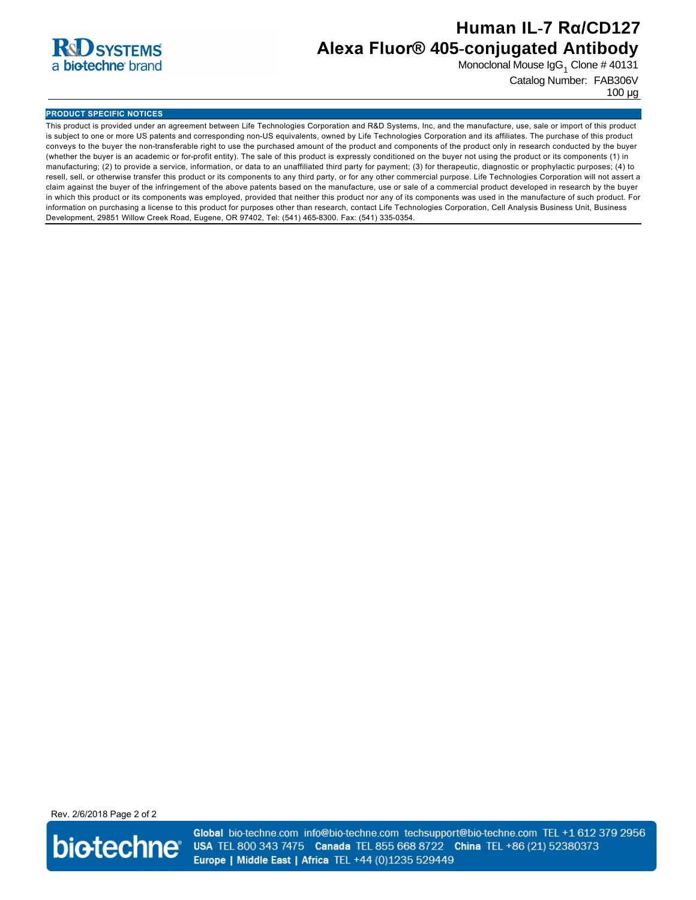# Human IL-7 Rα/CD127 Alexa Fluor® 405-conjugated Antibody

Monoclonal Mouse $IgG_1$ Clone # 40131

Catalog Number: FAB306V

100 µg

## PRODUCT SPECIFIC NOTICES

This product is provided under an agreement between Life Technologies Corporation and R&D Systems, Inc, and the manufacture, use, sale or import of this product is subject to one or more US patents and corresponding non-US equivalents, owned by Life Technologies Corporation and its affiliates. The purchase of this product conveys to the buyer the non-transferable right to use the purchased amount of the product and components of the product only in research conducted by the buyer (whether the buyer is an academic or for-profit entity). The sale of this product is expressly conditioned on the buyer not using the product or its components (1) in manufacturing; (2) to provide a service, information, or data to an unaffiliated third party for payment; (3) for therapeutic, diagnostic or prophylactic purposes; (4) to resell, sell, or otherwise transfer this product or its components to any third party, or for any other commercial purpose. Life Technologies Corporation will not assert a claim against the buyer of the infringement of the above patents based on the manufacture, use or sale of a commercial product developed in research by the buyer in which this product or its components was employed, provided that neither this product nor any of its components was used in the manufacture of such product. For information on purchasing a license to this product for purposes other than research, contact Life Technologies Corporation, Cell Analysis Business Unit, Business Development, 29851 Willow Creek Road, Eugene, OR 97402, Tel: (541) 465-8300. Fax: (541) 335-0354.

Rev. 2/6/2018

**Global** bio-techne.com info@bio-techne.com techsupport@bio-techne.com TEL +1 612 379 2956
**USA** TEL 800 343 7475 **Canada** TEL 855 668 8722 **China** TEL +86 (21) 52380373
**Europe | Middle East | Africa** TEL +44 (0)1235 529449